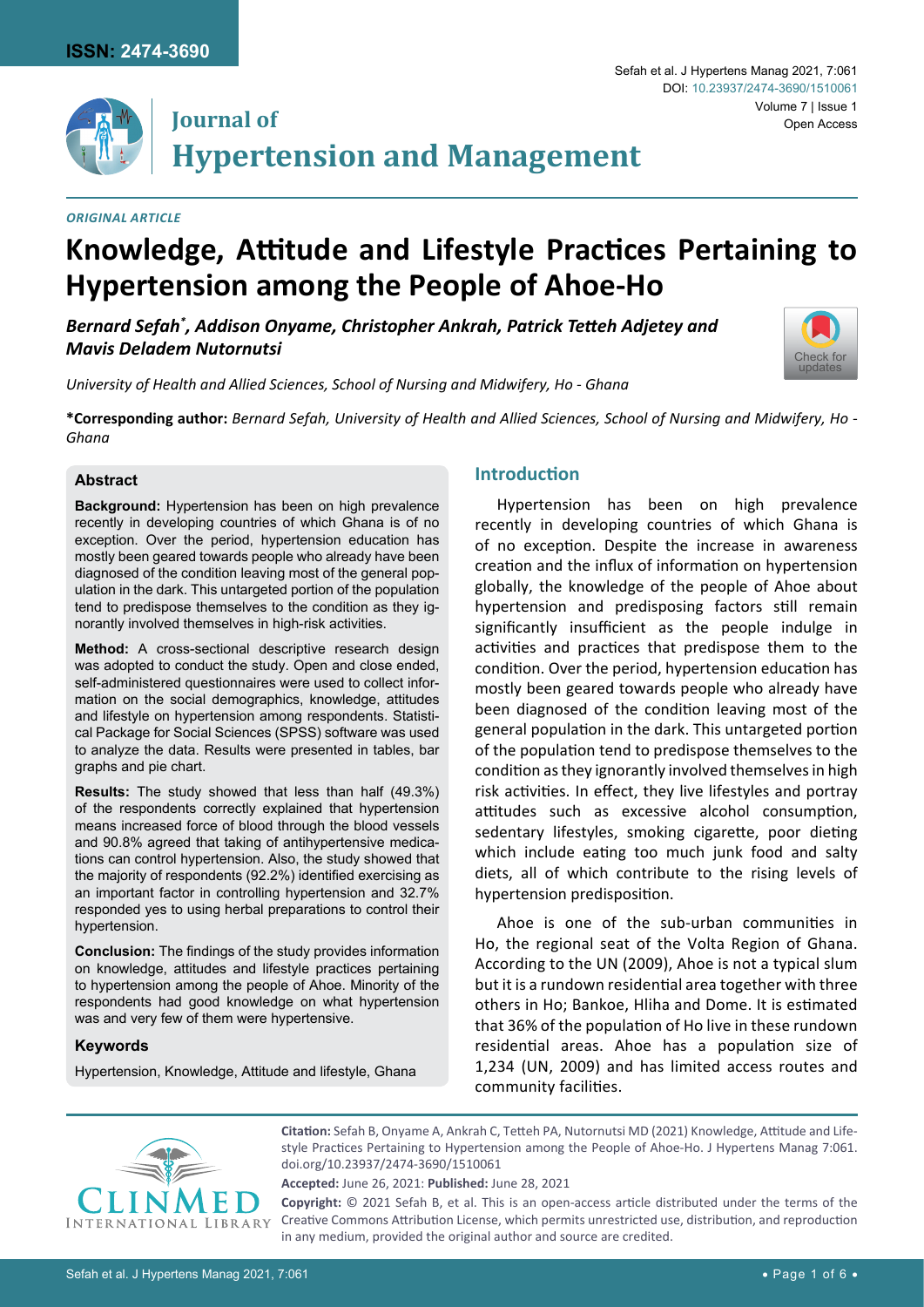*ORIGINAL ARTICLE*

# Knowledge, Attitude and Lifestyle Practices Pertaining to Hypertension among the People of Ahoe-Ho

***Bernard Sefah*[\*], Addison Onyame, Christopher Ankrah, Patrick Tetteh Adjetey and Mavis Deladem Nutornutsi***

*University of Health and Allied Sciences, School of Nursing and Midwifery, Ho - Ghana*

**\*Corresponding author:** *Bernard Sefah, University of Health and Allied Sciences, School of Nursing and Midwifery, Ho - Ghana*

## Abstract

**Background:** Hypertension has been on high prevalence recently in developing countries of which Ghana is of no exception. Over the period, hypertension education has mostly been geared towards people who already have been diagnosed of the condition leaving most of the general population in the dark. This untargeted portion of the population tend to predispose themselves to the condition as they ignorantly involved themselves in high-risk activities.

**Method:** A cross-sectional descriptive research design was adopted to conduct the study. Open and close ended, self-administered questionnaires were used to collect information on the social demographics, knowledge, attitudes and lifestyle on hypertension among respondents. Statistical Package for Social Sciences (SPSS) software was used to analyze the data. Results were presented in tables, bar graphs and pie chart.

**Results:** The study showed that less than half (49.3%) of the respondents correctly explained that hypertension means increased force of blood through the blood vessels and 90.8% agreed that taking of antihypertensive medications can control hypertension. Also, the study showed that the majority of respondents (92.2%) identified exercising as an important factor in controlling hypertension and 32.7% responded yes to using herbal preparations to control their hypertension.

**Conclusion:** The findings of the study provides information on knowledge, attitudes and lifestyle practices pertaining to hypertension among the people of Ahoe. Minority of the respondents had good knowledge on what hypertension was and very few of them were hypertensive.

### Keywords

Hypertension, Knowledge, Attitude and lifestyle, Ghana

## Introduction

Hypertension has been on high prevalence recently in developing countries of which Ghana is of no exception. Despite the increase in awareness creation and the influx of information on hypertension globally, the knowledge of the people of Ahoe about hypertension and predisposing factors still remain significantly insufficient as the people indulge in activities and practices that predispose them to the condition. Over the period, hypertension education has mostly been geared towards people who already have been diagnosed of the condition leaving most of the general population in the dark. This untargeted portion of the population tend to predispose themselves to the condition as they ignorantly involved themselves in high risk activities. In effect, they live lifestyles and portray attitudes such as excessive alcohol consumption, sedentary lifestyles, smoking cigarette, poor dieting which include eating too much junk food and salty diets, all of which contribute to the rising levels of hypertension predisposition.

Ahoe is one of the sub-urban communities in Ho, the regional seat of the Volta Region of Ghana. According to the UN (2009), Ahoe is not a typical slum but it is a rundown residential area together with three others in Ho; Bankoe, Hliha and Dome. It is estimated that 36% of the population of Ho live in these rundown residential areas. Ahoe has a population size of 1,234 (UN, 2009) and has limited access routes and community facilities.

**Citation:** Sefah B, Onyame A, Ankrah C, Tetteh PA, Nutornutsi MD (2021) Knowledge, Attitude and Lifestyle Practices Pertaining to Hypertension among the People of Ahoe-Ho. J Hypertens Manag 7:061. doi.org/10.23937/2474-3690/1510061

**Accepted:** June 26, 2021: **Published:** June 28, 2021

**Copyright:** © 2021 Sefah B, et al. This is an open-access article distributed under the terms of the Creative Commons Attribution License, which permits unrestricted use, distribution, and reproduction in any medium, provided the original author and source are credited.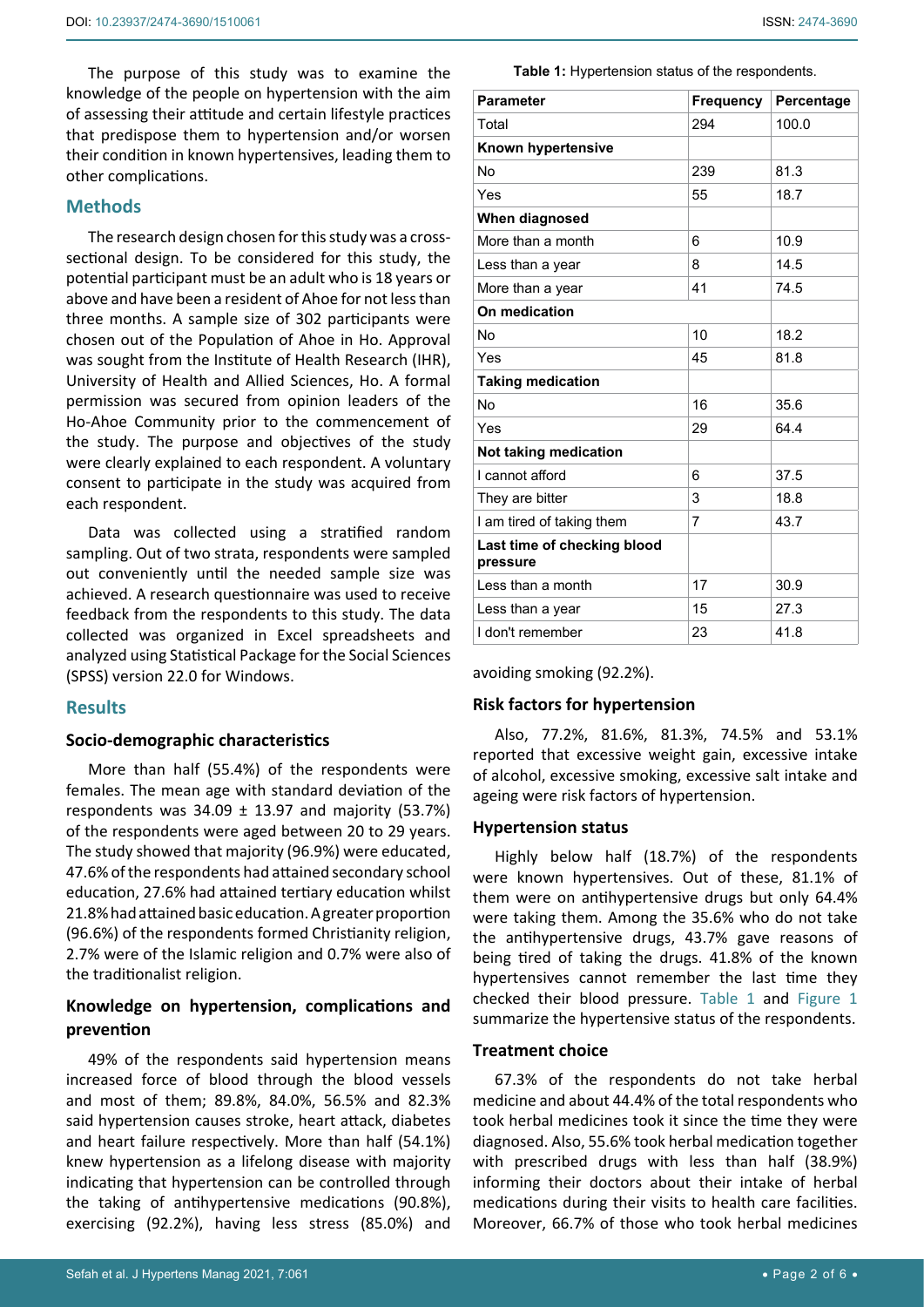The purpose of this study was to examine the knowledge of the people on hypertension with the aim of assessing their attitude and certain lifestyle practices that predispose them to hypertension and/or worsen their condition in known hypertensives, leading them to other complications.

## Methods

The research design chosen for this study was a cross-sectional design. To be considered for this study, the potential participant must be an adult who is 18 years or above and have been a resident of Ahoe for not less than three months. A sample size of 302 participants were chosen out of the Population of Ahoe in Ho. Approval was sought from the Institute of Health Research (IHR), University of Health and Allied Sciences, Ho. A formal permission was secured from opinion leaders of the Ho-Ahoe Community prior to the commencement of the study. The purpose and objectives of the study were clearly explained to each respondent. A voluntary consent to participate in the study was acquired from each respondent.

Data was collected using a stratified random sampling. Out of two strata, respondents were sampled out conveniently until the needed sample size was achieved. A research questionnaire was used to receive feedback from the respondents to this study. The data collected was organized in Excel spreadsheets and analyzed using Statistical Package for the Social Sciences (SPSS) version 22.0 for Windows.

## Results

### Socio-demographic characteristics

More than half (55.4%) of the respondents were females. The mean age with standard deviation of the respondents was 34.09 ± 13.97 and majority (53.7%) of the respondents were aged between 20 to 29 years. The study showed that majority (96.9%) were educated, 47.6% of the respondents had attained secondary school education, 27.6% had attained tertiary education whilst 21.8% had attained basic education. A greater proportion (96.6%) of the respondents formed Christianity religion, 2.7% were of the Islamic religion and 0.7% were also of the traditionalist religion.

### Knowledge on hypertension, complications and prevention

49% of the respondents said hypertension means increased force of blood through the blood vessels and most of them; 89.8%, 84.0%, 56.5% and 82.3% said hypertension causes stroke, heart attack, diabetes and heart failure respectively. More than half (54.1%) knew hypertension as a lifelong disease with majority indicating that hypertension can be controlled through the taking of antihypertensive medications (90.8%), exercising (92.2%), having less stress (85.0%) and avoiding smoking (92.2%).

**Table 1:** Hypertension status of the respondents.

| Parameter | Frequency | Percentage |
|---|---|---|
| Total | 294 | 100.0 |
| **Known hypertensive** | | |
| No | 239 | 81.3 |
| Yes | 55 | 18.7 |
| **When diagnosed** | | |
| More than a month | 6 | 10.9 |
| Less than a year | 8 | 14.5 |
| More than a year | 41 | 74.5 |
| **On medication** | | |
| No | 10 | 18.2 |
| Yes | 45 | 81.8 |
| **Taking medication** | | |
| No | 16 | 35.6 |
| Yes | 29 | 64.4 |
| **Not taking medication** | | |
| I cannot afford | 6 | 37.5 |
| They are bitter | 3 | 18.8 |
| I am tired of taking them | 7 | 43.7 |
| **Last time of checking blood pressure** | | |
| Less than a month | 17 | 30.9 |
| Less than a year | 15 | 27.3 |
| I don't remember | 23 | 41.8 |

### Risk factors for hypertension

Also, 77.2%, 81.6%, 81.3%, 74.5% and 53.1% reported that excessive weight gain, excessive intake of alcohol, excessive smoking, excessive salt intake and ageing were risk factors of hypertension.

### Hypertension status

Highly below half (18.7%) of the respondents were known hypertensives. Out of these, 81.1% of them were on antihypertensive drugs but only 64.4% were taking them. Among the 35.6% who do not take the antihypertensive drugs, 43.7% gave reasons of being tired of taking the drugs. 41.8% of the known hypertensives cannot remember the last time they checked their blood pressure. Table 1 and Figure 1 summarize the hypertensive status of the respondents.

### Treatment choice

67.3% of the respondents do not take herbal medicine and about 44.4% of the total respondents who took herbal medicines took it since the time they were diagnosed. Also, 55.6% took herbal medication together with prescribed drugs with less than half (38.9%) informing their doctors about their intake of herbal medications during their visits to health care facilities. Moreover, 66.7% of those who took herbal medicines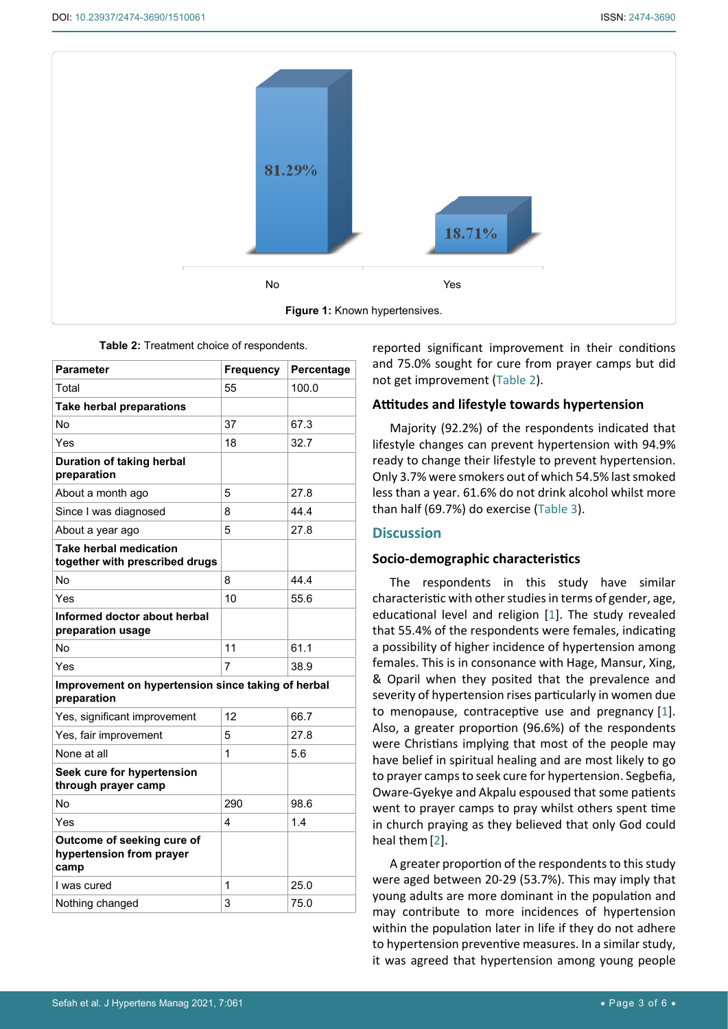81.29%

18.71%

No Yes

**Figure 1:** Known hypertensives.

**Table 2:** Treatment choice of respondents.

| Parameter | Frequency | Percentage |
|---|---|---|
| Total | 55 | 100.0 |
| **Take herbal preparations** | | |
| No | 37 | 67.3 |
| Yes | 18 | 32.7 |
| **Duration of taking herbal preparation** | | |
| About a month ago | 5 | 27.8 |
| Since I was diagnosed | 8 | 44.4 |
| About a year ago | 5 | 27.8 |
| **Take herbal medication together with prescribed drugs** | | |
| No | 8 | 44.4 |
| Yes | 10 | 55.6 |
| **Informed doctor about herbal preparation usage** | | |
| No | 11 | 61.1 |
| Yes | 7 | 38.9 |
| **Improvement on hypertension since taking of herbal preparation** | | |
| Yes, significant improvement | 12 | 66.7 |
| Yes, fair improvement | 5 | 27.8 |
| None at all | 1 | 5.6 |
| **Seek cure for hypertension through prayer camp** | | |
| No | 290 | 98.6 |
| Yes | 4 | 1.4 |
| **Outcome of seeking cure of hypertension from prayer camp** | | |
| I was cured | 1 | 25.0 |
| Nothing changed | 3 | 75.0 |

reported significant improvement in their conditions and 75.0% sought for cure from prayer camps but did not get improvement (Table 2).

### Attitudes and lifestyle towards hypertension

Majority (92.2%) of the respondents indicated that lifestyle changes can prevent hypertension with 94.9% ready to change their lifestyle to prevent hypertension. Only 3.7% were smokers out of which 54.5% last smoked less than a year. 61.6% do not drink alcohol whilst more than half (69.7%) do exercise (Table 3).

## Discussion

### Socio-demographic characteristics

The respondents in this study have similar characteristic with other studies in terms of gender, age, educational level and religion [1]. The study revealed that 55.4% of the respondents were females, indicating a possibility of higher incidence of hypertension among females. This is in consonance with Hage, Mansur, Xing, & Oparil when they posited that the prevalence and severity of hypertension rises particularly in women due to menopause, contraceptive use and pregnancy [1]. Also, a greater proportion (96.6%) of the respondents were Christians implying that most of the people may have belief in spiritual healing and are most likely to go to prayer camps to seek cure for hypertension. Segbefia, Oware-Gyekye and Akpalu espoused that some patients went to prayer camps to pray whilst others spent time in church praying as they believed that only God could heal them [2].

A greater proportion of the respondents to this study were aged between 20-29 (53.7%). This may imply that young adults are more dominant in the population and may contribute to more incidences of hypertension within the population later in life if they do not adhere to hypertension preventive measures. In a similar study, it was agreed that hypertension among young people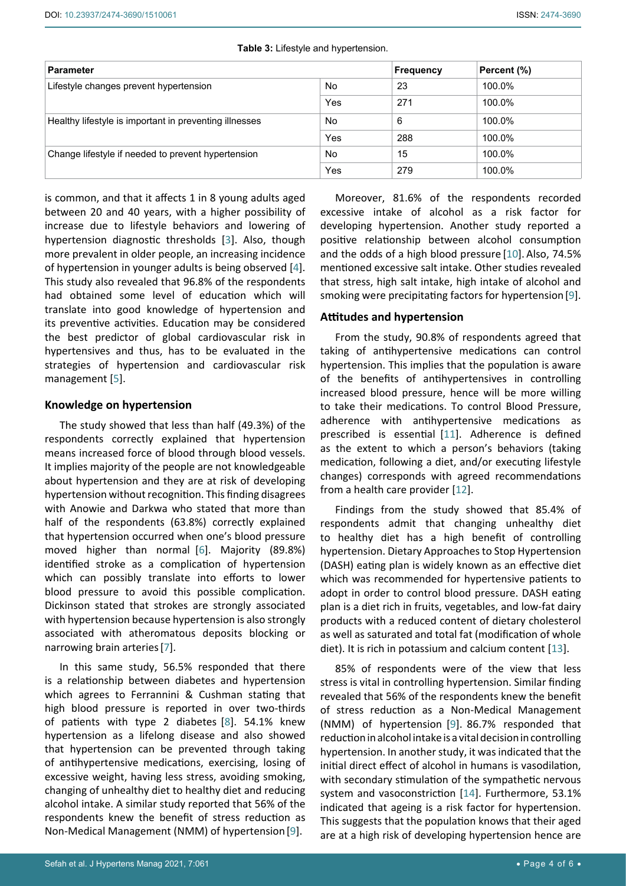**Table 3:** Lifestyle and hypertension.

| Parameter | | Frequency | Percent (%) |
|---|---|---|---|
| Lifestyle changes prevent hypertension | No | 23 | 100.0% |
| | Yes | 271 | 100.0% |
| Healthy lifestyle is important in preventing illnesses | No | 6 | 100.0% |
| | Yes | 288 | 100.0% |
| Change lifestyle if needed to prevent hypertension | No | 15 | 100.0% |
| | Yes | 279 | 100.0% |

is common, and that it affects 1 in 8 young adults aged between 20 and 40 years, with a higher possibility of increase due to lifestyle behaviors and lowering of hypertension diagnostic thresholds [3]. Also, though more prevalent in older people, an increasing incidence of hypertension in younger adults is being observed [4]. This study also revealed that 96.8% of the respondents had obtained some level of education which will translate into good knowledge of hypertension and its preventive activities. Education may be considered the best predictor of global cardiovascular risk in hypertensives and thus, has to be evaluated in the strategies of hypertension and cardiovascular risk management [5].

### Knowledge on hypertension

The study showed that less than half (49.3%) of the respondents correctly explained that hypertension means increased force of blood through blood vessels. It implies majority of the people are not knowledgeable about hypertension and they are at risk of developing hypertension without recognition. This finding disagrees with Anowie and Darkwa who stated that more than half of the respondents (63.8%) correctly explained that hypertension occurred when one's blood pressure moved higher than normal [6]. Majority (89.8%) identified stroke as a complication of hypertension which can possibly translate into efforts to lower blood pressure to avoid this possible complication. Dickinson stated that strokes are strongly associated with hypertension because hypertension is also strongly associated with atheromatous deposits blocking or narrowing brain arteries [7].

In this same study, 56.5% responded that there is a relationship between diabetes and hypertension which agrees to Ferrannini & Cushman stating that high blood pressure is reported in over two-thirds of patients with type 2 diabetes [8]. 54.1% knew hypertension as a lifelong disease and also showed that hypertension can be prevented through taking of antihypertensive medications, exercising, losing of excessive weight, having less stress, avoiding smoking, changing of unhealthy diet to healthy diet and reducing alcohol intake. A similar study reported that 56% of the respondents knew the benefit of stress reduction as Non-Medical Management (NMM) of hypertension [9].

Moreover, 81.6% of the respondents recorded excessive intake of alcohol as a risk factor for developing hypertension. Another study reported a positive relationship between alcohol consumption and the odds of a high blood pressure [10]. Also, 74.5% mentioned excessive salt intake. Other studies revealed that stress, high salt intake, high intake of alcohol and smoking were precipitating factors for hypertension [9].

### Attitudes and hypertension

From the study, 90.8% of respondents agreed that taking of antihypertensive medications can control hypertension. This implies that the population is aware of the benefits of antihypertensives in controlling increased blood pressure, hence will be more willing to take their medications. To control Blood Pressure, adherence with antihypertensive medications as prescribed is essential [11]. Adherence is defined as the extent to which a person's behaviors (taking medication, following a diet, and/or executing lifestyle changes) corresponds with agreed recommendations from a health care provider [12].

Findings from the study showed that 85.4% of respondents admit that changing unhealthy diet to healthy diet has a high benefit of controlling hypertension. Dietary Approaches to Stop Hypertension (DASH) eating plan is widely known as an effective diet which was recommended for hypertensive patients to adopt in order to control blood pressure. DASH eating plan is a diet rich in fruits, vegetables, and low-fat dairy products with a reduced content of dietary cholesterol as well as saturated and total fat (modification of whole diet). It is rich in potassium and calcium content [13].

85% of respondents were of the view that less stress is vital in controlling hypertension. Similar finding revealed that 56% of the respondents knew the benefit of stress reduction as a Non-Medical Management (NMM) of hypertension [9]. 86.7% responded that reduction in alcohol intake is a vital decision in controlling hypertension. In another study, it was indicated that the initial direct effect of alcohol in humans is vasodilation, with secondary stimulation of the sympathetic nervous system and vasoconstriction [14]. Furthermore, 53.1% indicated that ageing is a risk factor for hypertension. This suggests that the population knows that their aged are at a high risk of developing hypertension hence are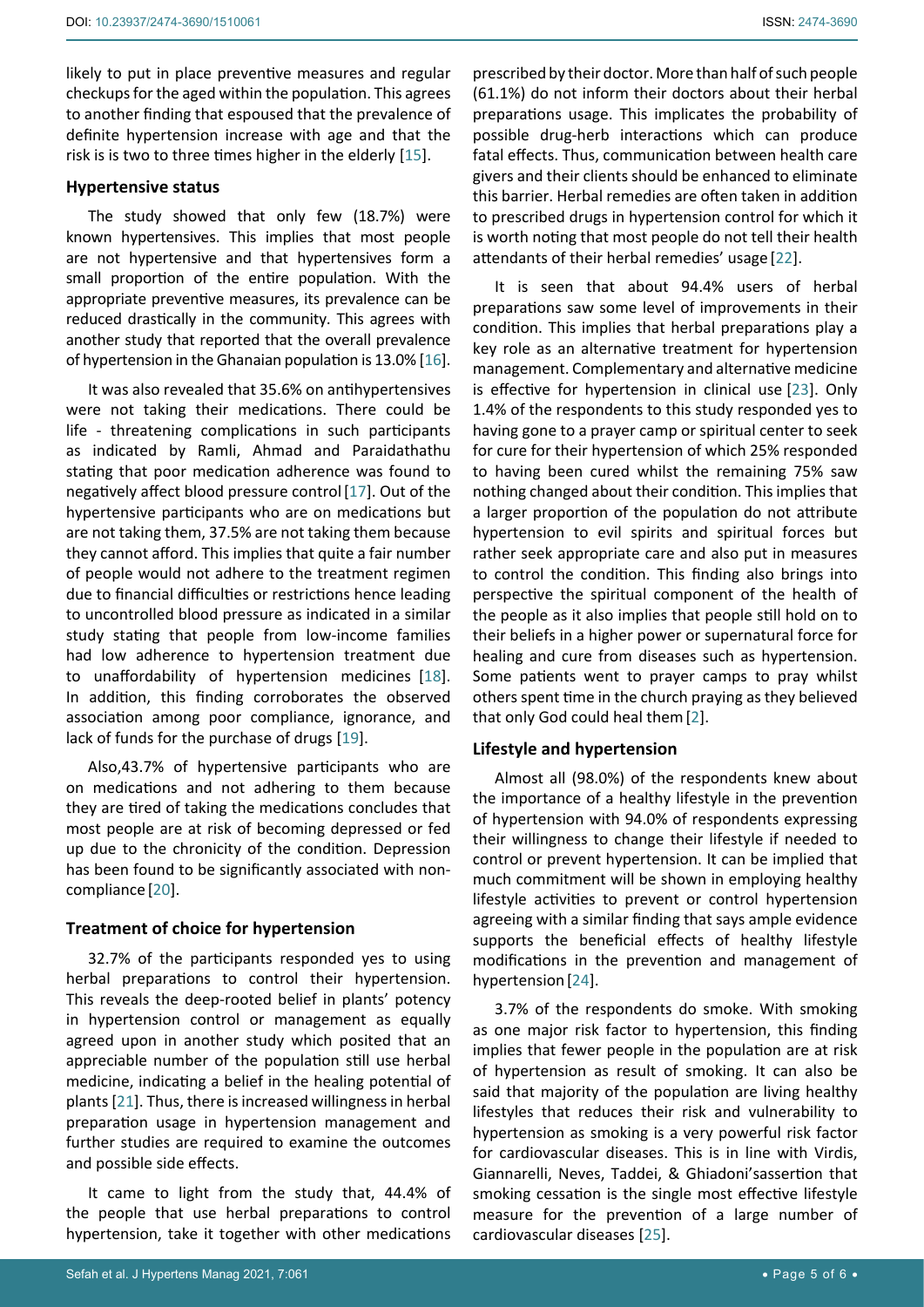likely to put in place preventive measures and regular checkups for the aged within the population. This agrees to another finding that espoused that the prevalence of definite hypertension increase with age and that the risk is is two to three times higher in the elderly [15].

### Hypertensive status

The study showed that only few (18.7%) were known hypertensives. This implies that most people are not hypertensive and that hypertensives form a small proportion of the entire population. With the appropriate preventive measures, its prevalence can be reduced drastically in the community. This agrees with another study that reported that the overall prevalence of hypertension in the Ghanaian population is 13.0% [16].

It was also revealed that 35.6% on antihypertensives were not taking their medications. There could be life - threatening complications in such participants as indicated by Ramli, Ahmad and Paraidathathu stating that poor medication adherence was found to negatively affect blood pressure control [17]. Out of the hypertensive participants who are on medications but are not taking them, 37.5% are not taking them because they cannot afford. This implies that quite a fair number of people would not adhere to the treatment regimen due to financial difficulties or restrictions hence leading to uncontrolled blood pressure as indicated in a similar study stating that people from low-income families had low adherence to hypertension treatment due to unaffordability of hypertension medicines [18]. In addition, this finding corroborates the observed association among poor compliance, ignorance, and lack of funds for the purchase of drugs [19].

Also,43.7% of hypertensive participants who are on medications and not adhering to them because they are tired of taking the medications concludes that most people are at risk of becoming depressed or fed up due to the chronicity of the condition. Depression has been found to be significantly associated with non-compliance [20].

### Treatment of choice for hypertension

32.7% of the participants responded yes to using herbal preparations to control their hypertension. This reveals the deep-rooted belief in plants' potency in hypertension control or management as equally agreed upon in another study which posited that an appreciable number of the population still use herbal medicine, indicating a belief in the healing potential of plants [21]. Thus, there is increased willingness in herbal preparation usage in hypertension management and further studies are required to examine the outcomes and possible side effects.

It came to light from the study that, 44.4% of the people that use herbal preparations to control hypertension, take it together with other medications prescribed by their doctor. More than half of such people (61.1%) do not inform their doctors about their herbal preparations usage. This implicates the probability of possible drug-herb interactions which can produce fatal effects. Thus, communication between health care givers and their clients should be enhanced to eliminate this barrier. Herbal remedies are often taken in addition to prescribed drugs in hypertension control for which it is worth noting that most people do not tell their health attendants of their herbal remedies' usage [22].

It is seen that about 94.4% users of herbal preparations saw some level of improvements in their condition. This implies that herbal preparations play a key role as an alternative treatment for hypertension management. Complementary and alternative medicine is effective for hypertension in clinical use [23]. Only 1.4% of the respondents to this study responded yes to having gone to a prayer camp or spiritual center to seek for cure for their hypertension of which 25% responded to having been cured whilst the remaining 75% saw nothing changed about their condition. This implies that a larger proportion of the population do not attribute hypertension to evil spirits and spiritual forces but rather seek appropriate care and also put in measures to control the condition. This finding also brings into perspective the spiritual component of the health of the people as it also implies that people still hold on to their beliefs in a higher power or supernatural force for healing and cure from diseases such as hypertension. Some patients went to prayer camps to pray whilst others spent time in the church praying as they believed that only God could heal them [2].

### Lifestyle and hypertension

Almost all (98.0%) of the respondents knew about the importance of a healthy lifestyle in the prevention of hypertension with 94.0% of respondents expressing their willingness to change their lifestyle if needed to control or prevent hypertension. It can be implied that much commitment will be shown in employing healthy lifestyle activities to prevent or control hypertension agreeing with a similar finding that says ample evidence supports the beneficial effects of healthy lifestyle modifications in the prevention and management of hypertension [24].

3.7% of the respondents do smoke. With smoking as one major risk factor to hypertension, this finding implies that fewer people in the population are at risk of hypertension as result of smoking. It can also be said that majority of the population are living healthy lifestyles that reduces their risk and vulnerability to hypertension as smoking is a very powerful risk factor for cardiovascular diseases. This is in line with Virdis, Giannarelli, Neves, Taddei, & Ghiadoni'sassertion that smoking cessation is the single most effective lifestyle measure for the prevention of a large number of cardiovascular diseases [25].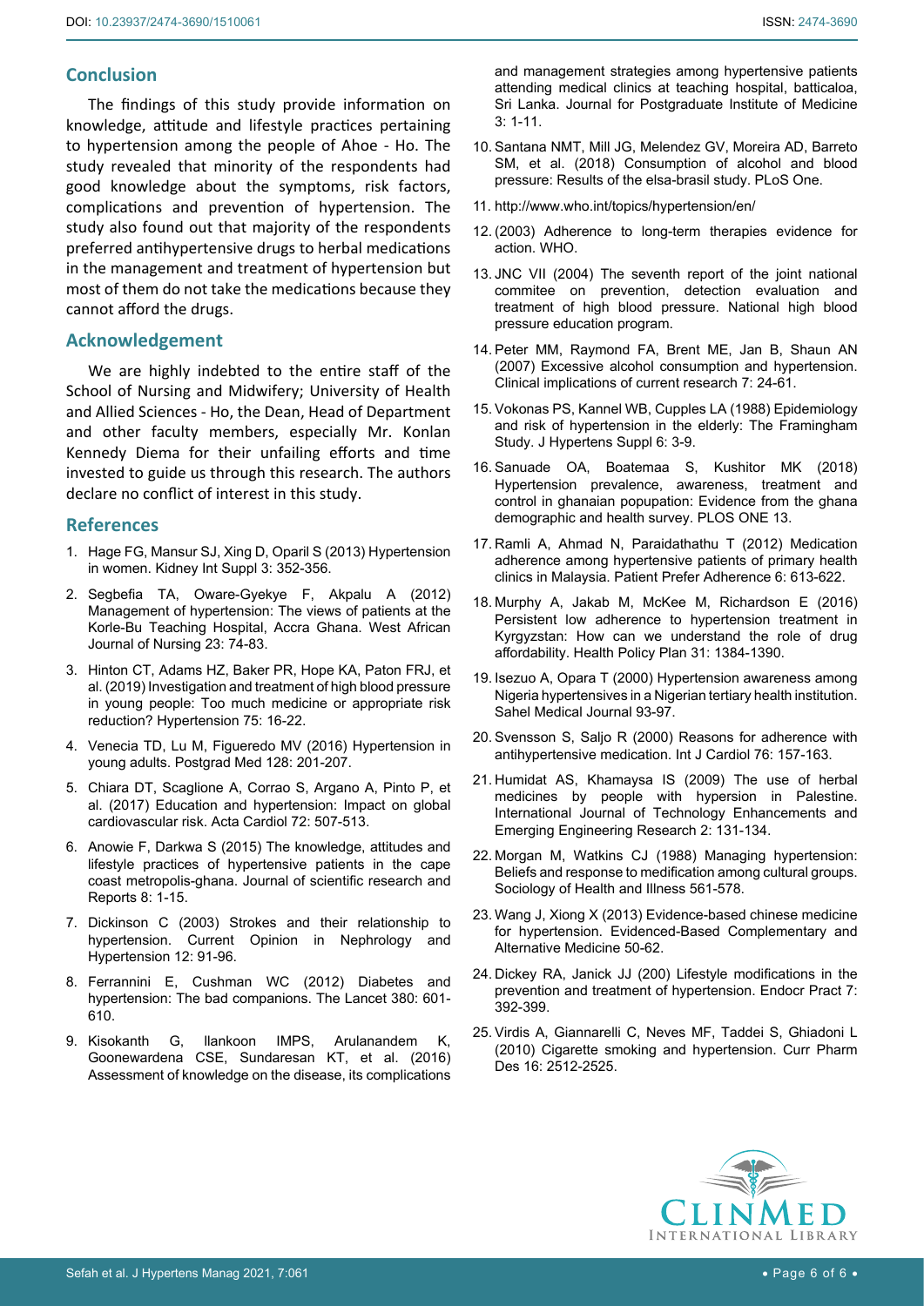## Conclusion

The findings of this study provide information on knowledge, attitude and lifestyle practices pertaining to hypertension among the people of Ahoe - Ho. The study revealed that minority of the respondents had good knowledge about the symptoms, risk factors, complications and prevention of hypertension. The study also found out that majority of the respondents preferred antihypertensive drugs to herbal medications in the management and treatment of hypertension but most of them do not take the medications because they cannot afford the drugs.

## Acknowledgement

We are highly indebted to the entire staff of the School of Nursing and Midwifery; University of Health and Allied Sciences - Ho, the Dean, Head of Department and other faculty members, especially Mr. Konlan Kennedy Diema for their unfailing efforts and time invested to guide us through this research. The authors declare no conflict of interest in this study.

## References

1. Hage FG, Mansur SJ, Xing D, Oparil S (2013) Hypertension in women. Kidney Int Suppl 3: 352-356.
2. Segbefia TA, Oware-Gyekye F, Akpalu A (2012) Management of hypertension: The views of patients at the Korle-Bu Teaching Hospital, Accra Ghana. West African Journal of Nursing 23: 74-83.
3. Hinton CT, Adams HZ, Baker PR, Hope KA, Paton FRJ, et al. (2019) Investigation and treatment of high blood pressure in young people: Too much medicine or appropriate risk reduction? Hypertension 75: 16-22.
4. Venecia TD, Lu M, Figueredo MV (2016) Hypertension in young adults. Postgrad Med 128: 201-207.
5. Chiara DT, Scaglione A, Corrao S, Argano A, Pinto P, et al. (2017) Education and hypertension: Impact on global cardiovascular risk. Acta Cardiol 72: 507-513.
6. Anowie F, Darkwa S (2015) The knowledge, attitudes and lifestyle practices of hypertensive patients in the cape coast metropolis-ghana. Journal of scientific research and Reports 8: 1-15.
7. Dickinson C (2003) Strokes and their relationship to hypertension. Current Opinion in Nephrology and Hypertension 12: 91-96.
8. Ferrannini E, Cushman WC (2012) Diabetes and hypertension: The bad companions. The Lancet 380: 601-610.
9. Kisokanth G, Ilankoon IMPS, Arulanandem K, Goonewardena CSE, Sundaresan KT, et al. (2016) Assessment of knowledge on the disease, its complications and management strategies among hypertensive patients attending medical clinics at teaching hospital, batticaloa, Sri Lanka. Journal for Postgraduate Institute of Medicine 3: 1-11.
10. Santana NMT, Mill JG, Melendez GV, Moreira AD, Barreto SM, et al. (2018) Consumption of alcohol and blood pressure: Results of the elsa-brasil study. PLoS One.
11. http://www.who.int/topics/hypertension/en/
12. (2003) Adherence to long-term therapies evidence for action. WHO.
13. JNC VII (2004) The seventh report of the joint national commitee on prevention, detection evaluation and treatment of high blood pressure. National high blood pressure education program.
14. Peter MM, Raymond FA, Brent ME, Jan B, Shaun AN (2007) Excessive alcohol consumption and hypertension. Clinical implications of current research 7: 24-61.
15. Vokonas PS, Kannel WB, Cupples LA (1988) Epidemiology and risk of hypertension in the elderly: The Framingham Study. J Hypertens Suppl 6: 3-9.
16. Sanuade OA, Boatemaa S, Kushitor MK (2018) Hypertension prevalence, awareness, treatment and control in ghanaian popupation: Evidence from the ghana demographic and health survey. PLOS ONE 13.
17. Ramli A, Ahmad N, Paraidathathu T (2012) Medication adherence among hypertensive patients of primary health clinics in Malaysia. Patient Prefer Adherence 6: 613-622.
18. Murphy A, Jakab M, McKee M, Richardson E (2016) Persistent low adherence to hypertension treatment in Kyrgyzstan: How can we understand the role of drug affordability. Health Policy Plan 31: 1384-1390.
19. Isezuo A, Opara T (2000) Hypertension awareness among Nigeria hypertensives in a Nigerian tertiary health institution. Sahel Medical Journal 93-97.
20. Svensson S, Saljo R (2000) Reasons for adherence with antihypertensive medication. Int J Cardiol 76: 157-163.
21. Humidat AS, Khamaysa IS (2009) The use of herbal medicines by people with hypersion in Palestine. International Journal of Technology Enhancements and Emerging Engineering Research 2: 131-134.
22. Morgan M, Watkins CJ (1988) Managing hypertension: Beliefs and response to medification among cultural groups. Sociology of Health and Illness 561-578.
23. Wang J, Xiong X (2013) Evidence-based chinese medicine for hypertension. Evidenced-Based Complementary and Alternative Medicine 50-62.
24. Dickey RA, Janick JJ (200) Lifestyle modifications in the prevention and treatment of hypertension. Endocr Pract 7: 392-399.
25. Virdis A, Giannarelli C, Neves MF, Taddei S, Ghiadoni L (2010) Cigarette smoking and hypertension. Curr Pharm Des 16: 2512-2525.